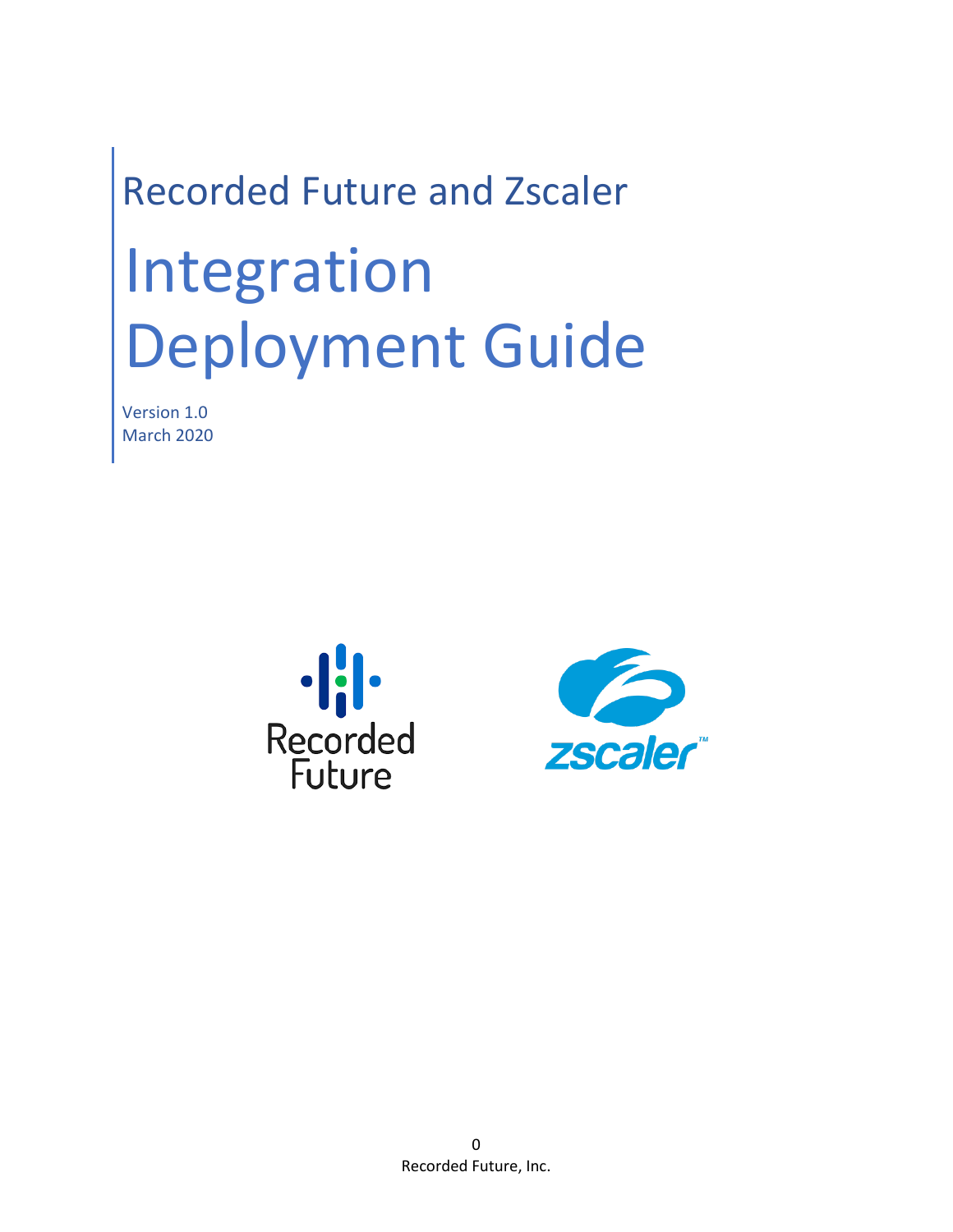Recorded Future and Zscaler

# Integration Deployment Guide

Version 1.0
March 2020

Recorded Future, Inc.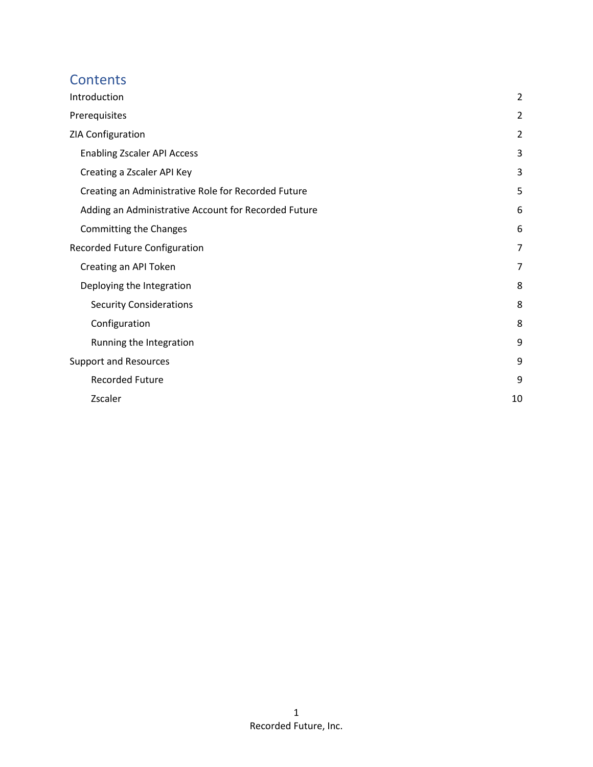# Contents

| | |
|---|---|
| Introduction | 2 |
| Prerequisites | 2 |
| ZIA Configuration | 2 |
| Enabling Zscaler API Access | 3 |
| Creating a Zscaler API Key | 3 |
| Creating an Administrative Role for Recorded Future | 5 |
| Adding an Administrative Account for Recorded Future | 6 |
| Committing the Changes | 6 |
| Recorded Future Configuration | 7 |
| Creating an API Token | 7 |
| Deploying the Integration | 8 |
| Security Considerations | 8 |
| Configuration | 8 |
| Running the Integration | 9 |
| Support and Resources | 9 |
| Recorded Future | 9 |
| Zscaler | 10 |

Recorded Future, Inc.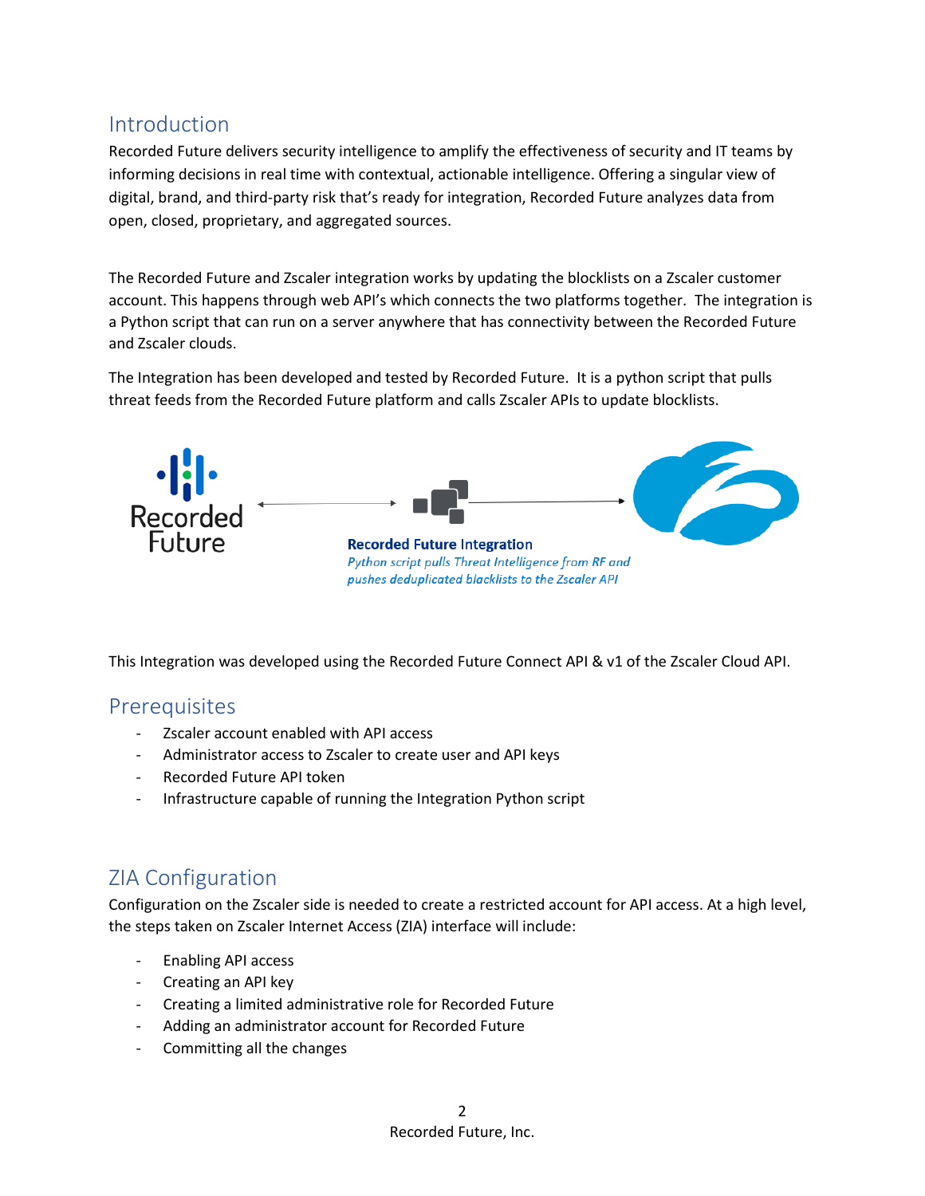## Introduction

Recorded Future delivers security intelligence to amplify the effectiveness of security and IT teams by informing decisions in real time with contextual, actionable intelligence. Offering a singular view of digital, brand, and third-party risk that's ready for integration, Recorded Future analyzes data from open, closed, proprietary, and aggregated sources.

The Recorded Future and Zscaler integration works by updating the blocklists on a Zscaler customer account. This happens through web API's which connects the two platforms together. The integration is a Python script that can run on a server anywhere that has connectivity between the Recorded Future and Zscaler clouds.

The Integration has been developed and tested by Recorded Future. It is a python script that pulls threat feeds from the Recorded Future platform and calls Zscaler APIs to update blocklists.

**Recorded Future Integration**

*Python script pulls Threat Intelligence from RF and pushes deduplicated blacklists to the Zscaler API*

This Integration was developed using the Recorded Future Connect API & v1 of the Zscaler Cloud API.

## Prerequisites

- Zscaler account enabled with API access
- Administrator access to Zscaler to create user and API keys
- Recorded Future API token
- Infrastructure capable of running the Integration Python script

## ZIA Configuration

Configuration on the Zscaler side is needed to create a restricted account for API access. At a high level, the steps taken on Zscaler Internet Access (ZIA) interface will include:

- Enabling API access
- Creating an API key
- Creating a limited administrative role for Recorded Future
- Adding an administrator account for Recorded Future
- Committing all the changes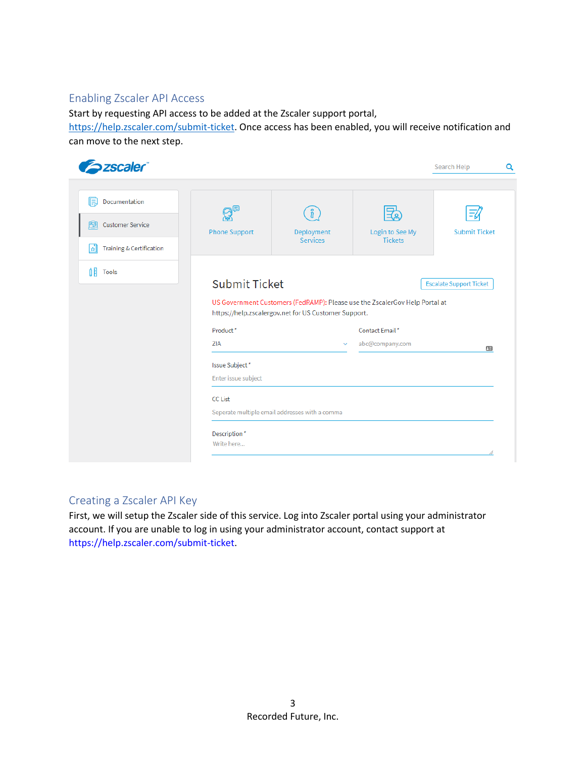## Enabling Zscaler API Access

Start by requesting API access to be added at the Zscaler support portal, https://help.zscaler.com/submit-ticket. Once access has been enabled, you will receive notification and can move to the next step.

## Creating a Zscaler API Key

First, we will setup the Zscaler side of this service. Log into Zscaler portal using your administrator account. If you are unable to log in using your administrator account, contact support at https://help.zscaler.com/submit-ticket.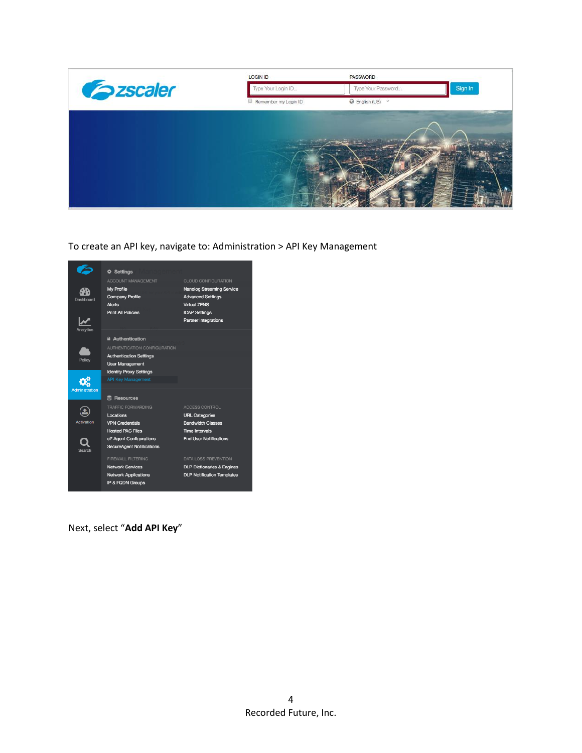To create an API key, navigate to: Administration > API Key Management

Next, select "**Add API Key**"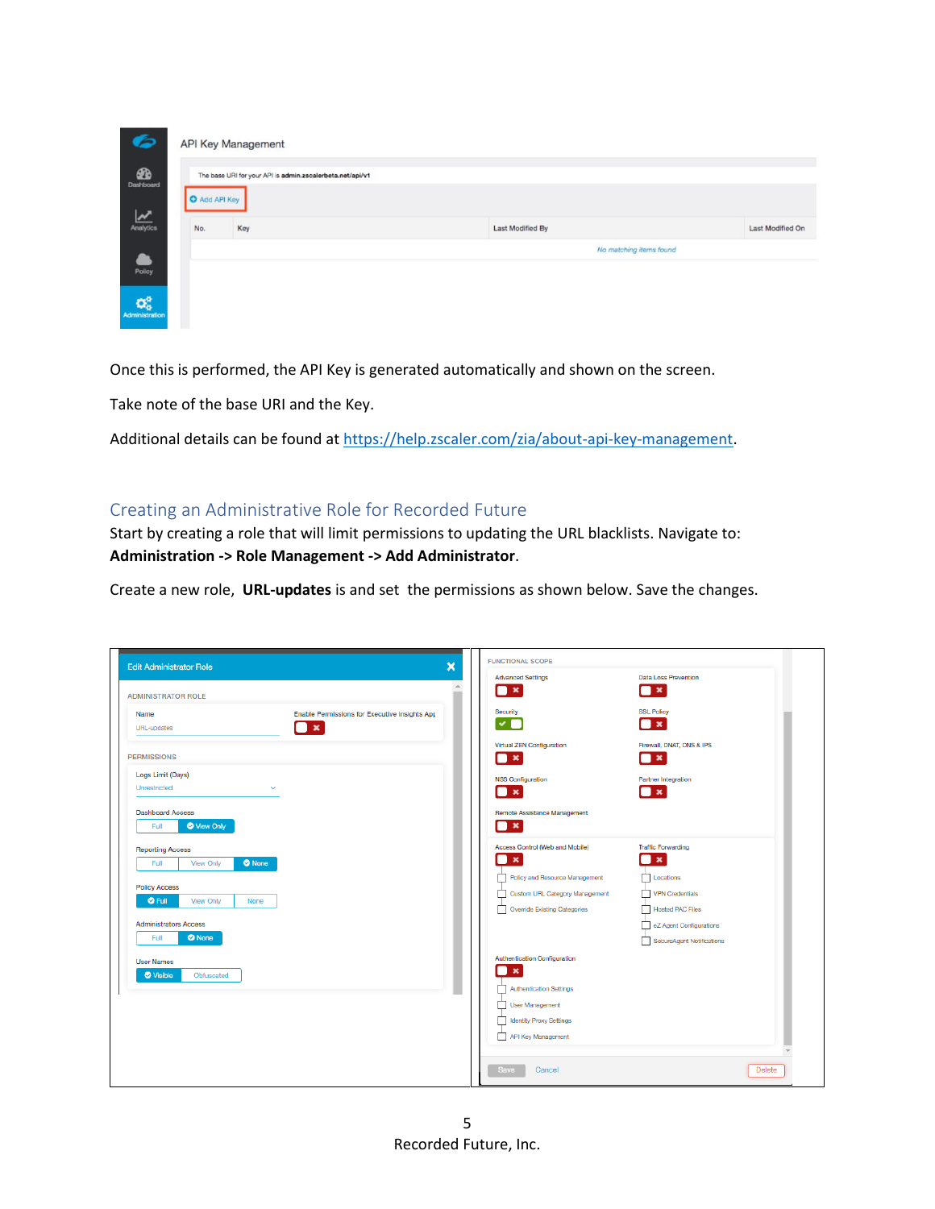Once this is performed, the API Key is generated automatically and shown on the screen.

Take note of the base URI and the Key.

Additional details can be found at [https://help.zscaler.com/zia/about-api-key-management](https://help.zscaler.com/zia/about-api-key-management).

## Creating an Administrative Role for Recorded Future

Start by creating a role that will limit permissions to updating the URL blacklists. Navigate to: **Administration -> Role Management -> Add Administrator**.

Create a new role, **URL-updates** is and set the permissions as shown below. Save the changes.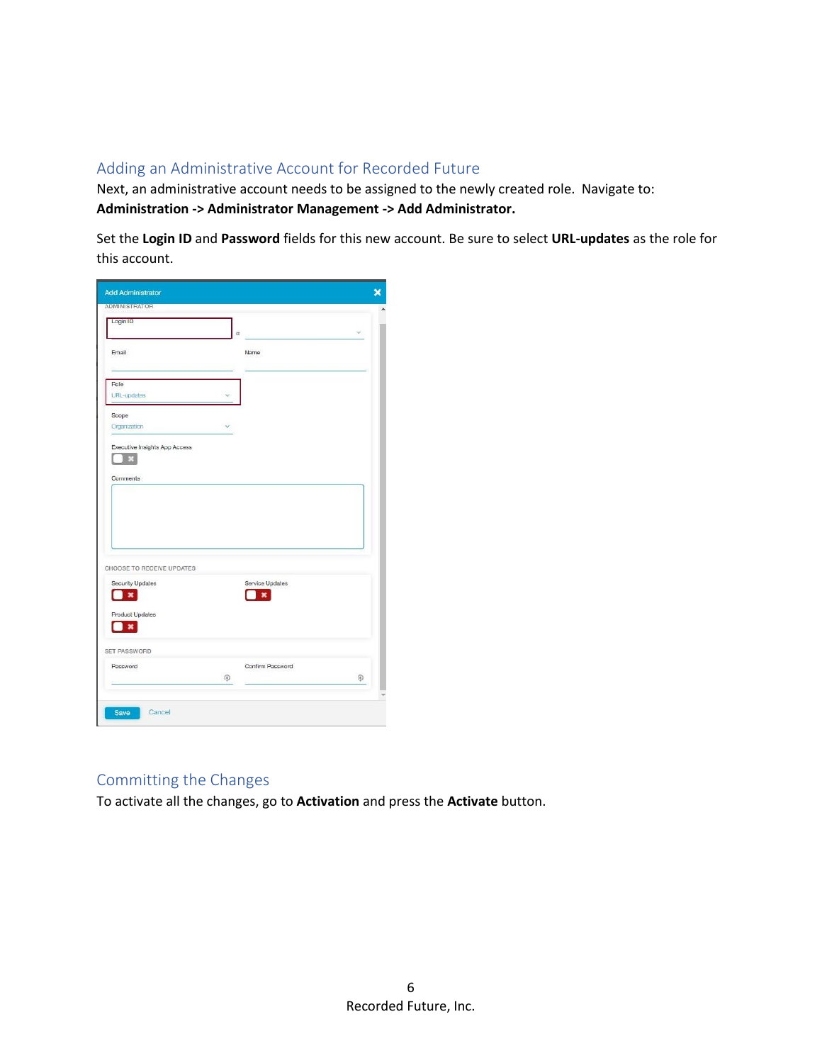## Adding an Administrative Account for Recorded Future

Next, an administrative account needs to be assigned to the newly created role. Navigate to: **Administration -> Administrator Management -> Add Administrator.**

Set the **Login ID** and **Password** fields for this new account. Be sure to select **URL-updates** as the role for this account.

## Committing the Changes

To activate all the changes, go to **Activation** and press the **Activate** button.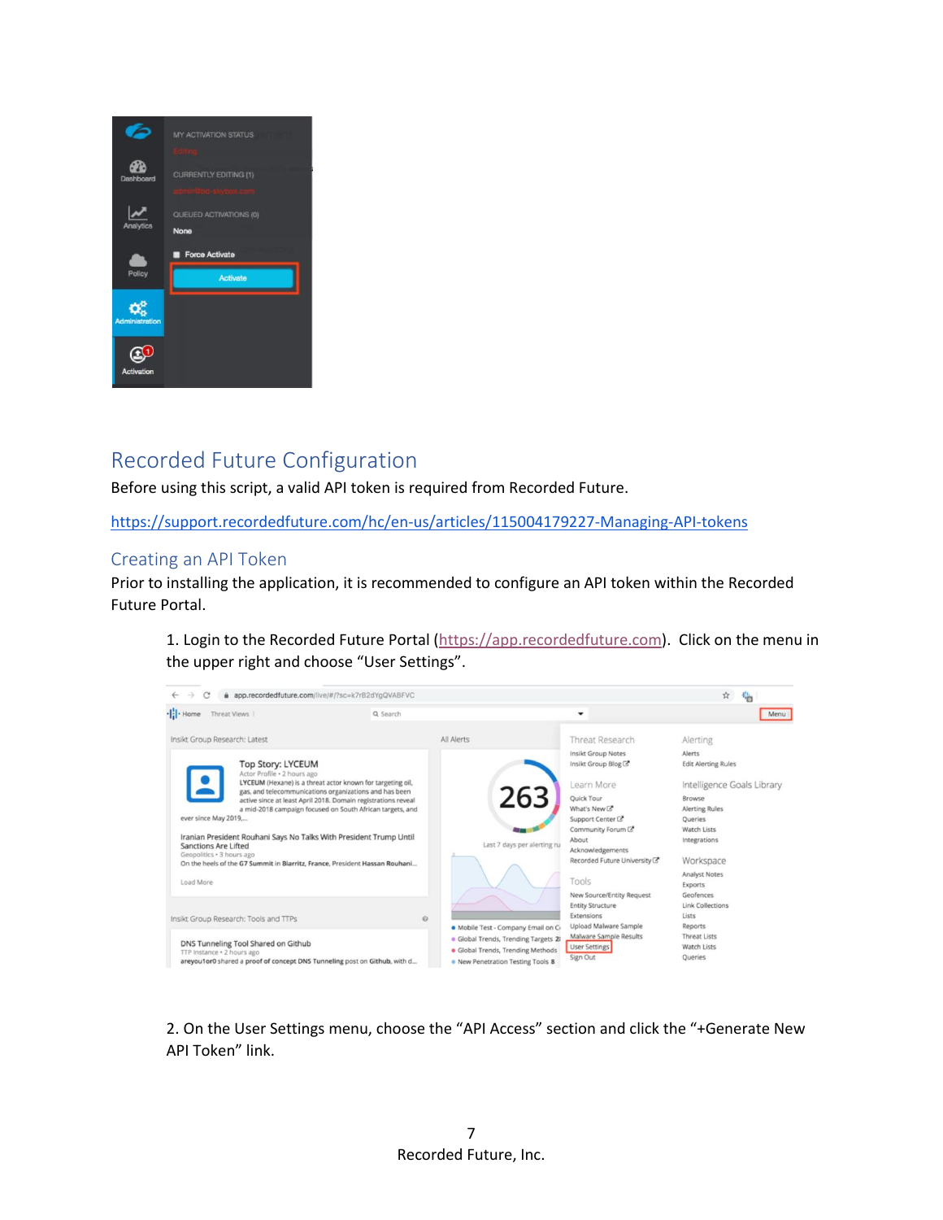## Recorded Future Configuration

Before using this script, a valid API token is required from Recorded Future.

https://support.recordedfuture.com/hc/en-us/articles/115004179227-Managing-API-tokens

### Creating an API Token

Prior to installing the application, it is recommended to configure an API token within the Recorded Future Portal.

1. Login to the Recorded Future Portal (https://app.recordedfuture.com). Click on the menu in the upper right and choose "User Settings".

2. On the User Settings menu, choose the "API Access" section and click the "+Generate New API Token" link.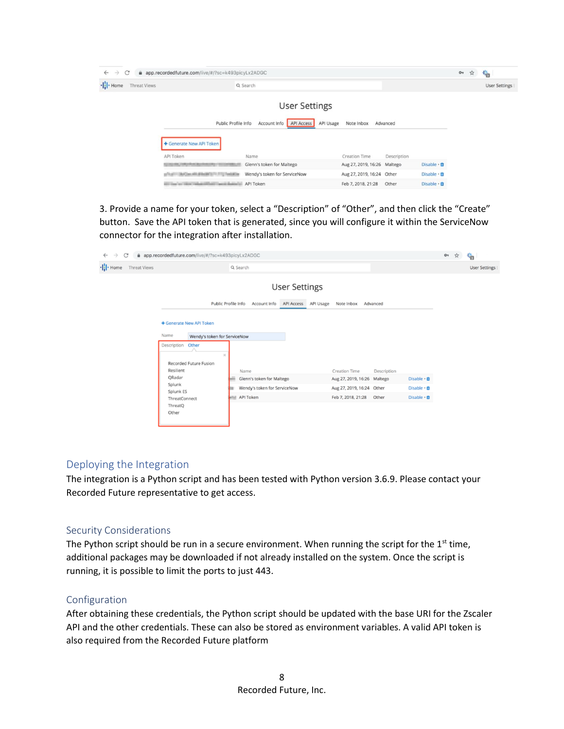3. Provide a name for your token, select a "Description" of "Other", and then click the "Create" button. Save the API token that is generated, since you will configure it within the ServiceNow connector for the integration after installation.

## Deploying the Integration

The integration is a Python script and has been tested with Python version 3.6.9. Please contact your Recorded Future representative to get access.

### Security Considerations

The Python script should be run in a secure environment. When running the script for the 1st time, additional packages may be downloaded if not already installed on the system. Once the script is running, it is possible to limit the ports to just 443.

### Configuration

After obtaining these credentials, the Python script should be updated with the base URI for the Zscaler API and the other credentials. These can also be stored as environment variables. A valid API token is also required from the Recorded Future platform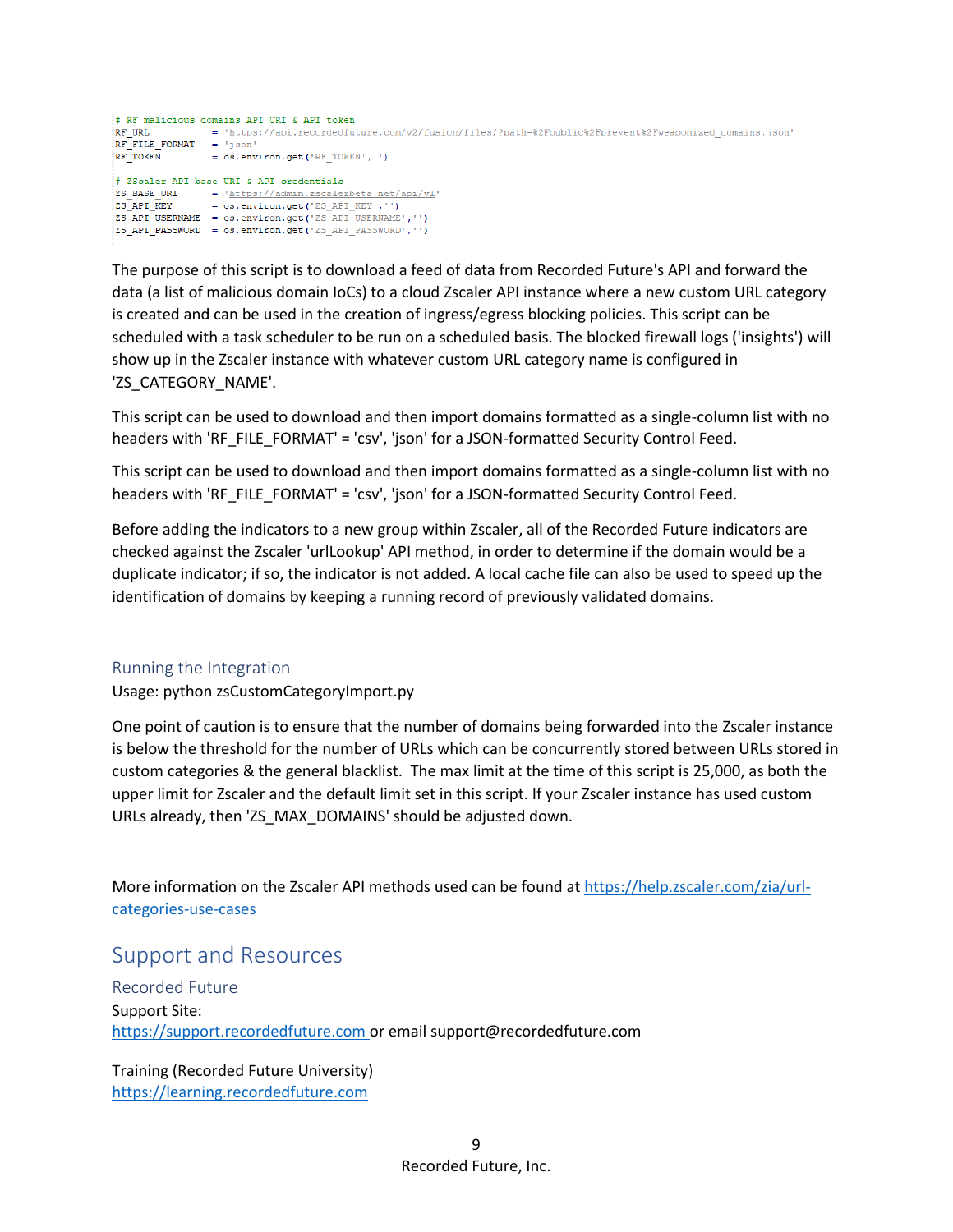```
# RF malicious domains API URI & API token
RF_URL          = 'https://api.recordedfuture.com/v2/fusion/files/?path=%2Fpublic%2Fprevent%2Fweaponized_domains.json'
RF_FILE_FORMAT  = 'json'
RF_TOKEN        = os.environ.get('RF_TOKEN','')

# ZScaler API base URI & API credentials
ZS_BASE_URI     = 'https://admin.zscalerbeta.net/api/v1'
ZS_API_KEY      = os.environ.get('ZS_API_KEY','')
ZS_API_USERNAME = os.environ.get('ZS_API_USERNAME','')
ZS_API_PASSWORD = os.environ.get('ZS_API_PASSWORD','')
```

The purpose of this script is to download a feed of data from Recorded Future's API and forward the data (a list of malicious domain IoCs) to a cloud Zscaler API instance where a new custom URL category is created and can be used in the creation of ingress/egress blocking policies. This script can be scheduled with a task scheduler to be run on a scheduled basis. The blocked firewall logs ('insights') will show up in the Zscaler instance with whatever custom URL category name is configured in 'ZS_CATEGORY_NAME'.

This script can be used to download and then import domains formatted as a single-column list with no headers with 'RF_FILE_FORMAT' = 'csv', 'json' for a JSON-formatted Security Control Feed.

This script can be used to download and then import domains formatted as a single-column list with no headers with 'RF_FILE_FORMAT' = 'csv', 'json' for a JSON-formatted Security Control Feed.

Before adding the indicators to a new group within Zscaler, all of the Recorded Future indicators are checked against the Zscaler 'urlLookup' API method, in order to determine if the domain would be a duplicate indicator; if so, the indicator is not added. A local cache file can also be used to speed up the identification of domains by keeping a running record of previously validated domains.

### Running the Integration

Usage: python zsCustomCategoryImport.py

One point of caution is to ensure that the number of domains being forwarded into the Zscaler instance is below the threshold for the number of URLs which can be concurrently stored between URLs stored in custom categories & the general blacklist. The max limit at the time of this script is 25,000, as both the upper limit for Zscaler and the default limit set in this script. If your Zscaler instance has used custom URLs already, then 'ZS_MAX_DOMAINS' should be adjusted down.

More information on the Zscaler API methods used can be found at https://help.zscaler.com/zia/url-categories-use-cases

## Support and Resources

### Recorded Future

Support Site:
https://support.recordedfuture.com or email support@recordedfuture.com

Training (Recorded Future University)
https://learning.recordedfuture.com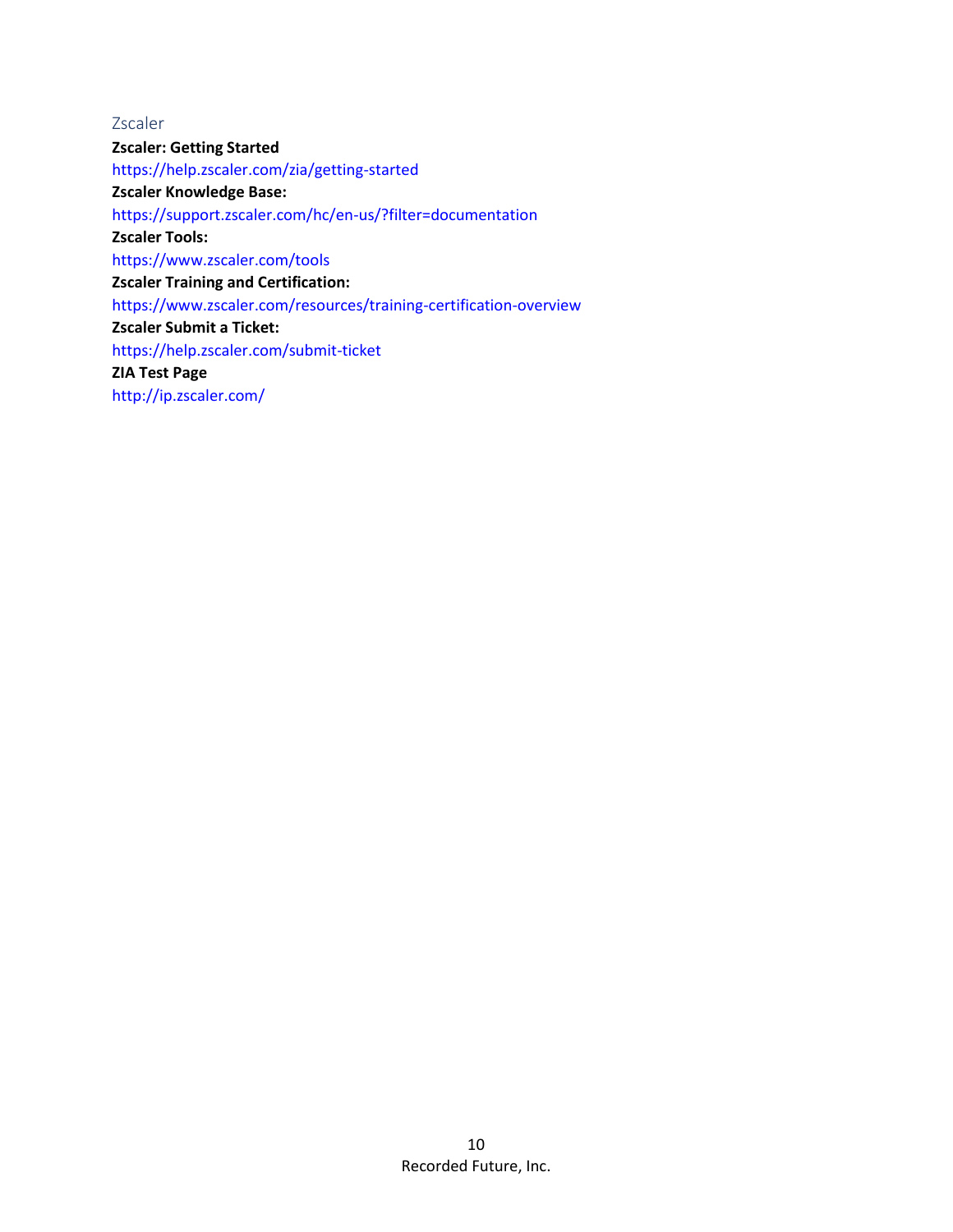## Zscaler

**Zscaler: Getting Started**

https://help.zscaler.com/zia/getting-started

**Zscaler Knowledge Base:**

https://support.zscaler.com/hc/en-us/?filter=documentation

**Zscaler Tools:**

https://www.zscaler.com/tools

**Zscaler Training and Certification:**

https://www.zscaler.com/resources/training-certification-overview

**Zscaler Submit a Ticket:**

https://help.zscaler.com/submit-ticket

**ZIA Test Page**

http://ip.zscaler.com/